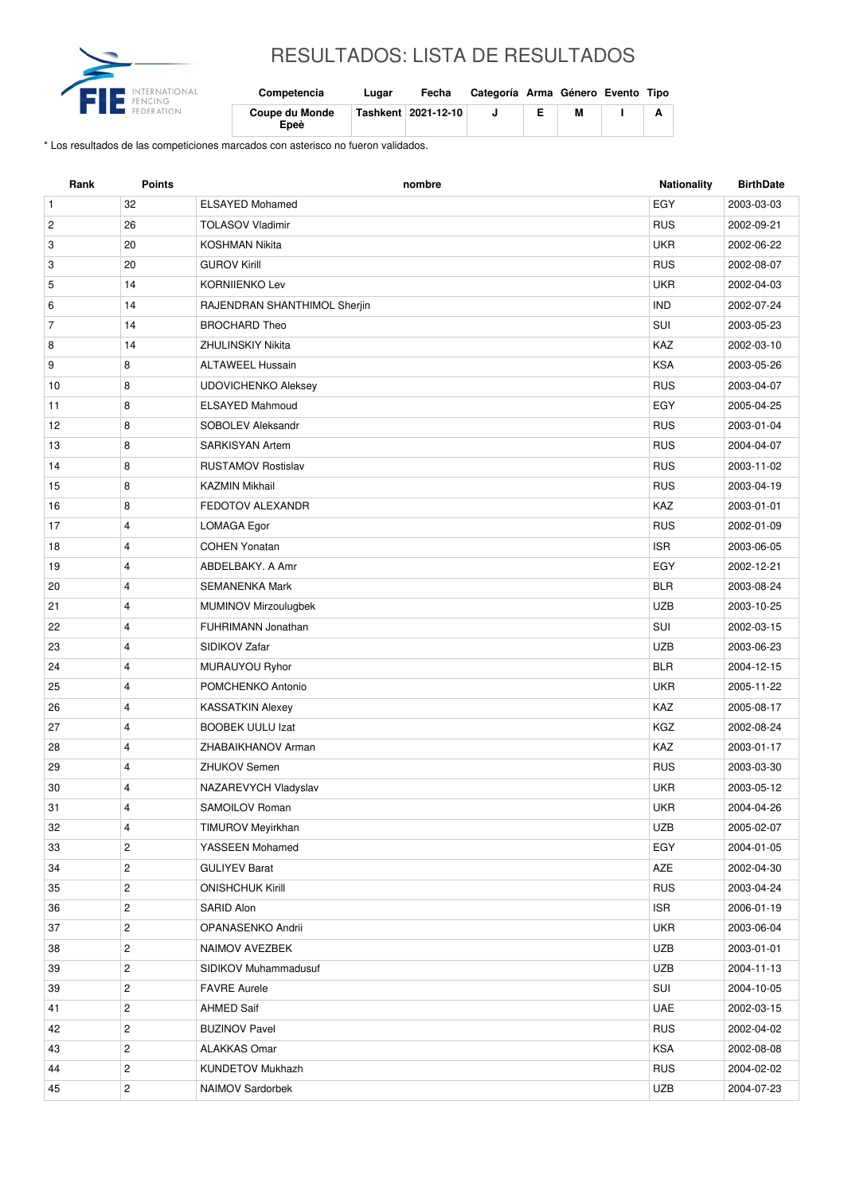# RESULTADOS: LISTA DE RESULTADOS

| Competencia | Lugar | Fecha | Categoría | Arma | Género | Evento | Tipo |
|---|---|---|---|---|---|---|---|
| Coupe du Monde Epeè | Tashkent | 2021-12-10 | J | E | M | I | A |

\* Los resultados de las competiciones marcados con asterisco no fueron validados.

| Rank | Points | nombre | Nationality | BirthDate |
|---|---|---|---|---|
| 1 | 32 | ELSAYED Mohamed | EGY | 2003-03-03 |
| 2 | 26 | TOLASOV Vladimir | RUS | 2002-09-21 |
| 3 | 20 | KOSHMAN Nikita | UKR | 2002-06-22 |
| 3 | 20 | GUROV Kirill | RUS | 2002-08-07 |
| 5 | 14 | KORNIIENKO Lev | UKR | 2002-04-03 |
| 6 | 14 | RAJENDRAN SHANTHIMOL Sherjin | IND | 2002-07-24 |
| 7 | 14 | BROCHARD Theo | SUI | 2003-05-23 |
| 8 | 14 | ZHULINSKIY Nikita | KAZ | 2002-03-10 |
| 9 | 8 | ALTAWEEL Hussain | KSA | 2003-05-26 |
| 10 | 8 | UDOVICHENKO Aleksey | RUS | 2003-04-07 |
| 11 | 8 | ELSAYED Mahmoud | EGY | 2005-04-25 |
| 12 | 8 | SOBOLEV Aleksandr | RUS | 2003-01-04 |
| 13 | 8 | SARKISYAN Artem | RUS | 2004-04-07 |
| 14 | 8 | RUSTAMOV Rostislav | RUS | 2003-11-02 |
| 15 | 8 | KAZMIN Mikhail | RUS | 2003-04-19 |
| 16 | 8 | FEDOTOV ALEXANDR | KAZ | 2003-01-01 |
| 17 | 4 | LOMAGA Egor | RUS | 2002-01-09 |
| 18 | 4 | COHEN Yonatan | ISR | 2003-06-05 |
| 19 | 4 | ABDELBAKY. A Amr | EGY | 2002-12-21 |
| 20 | 4 | SEMANENKA Mark | BLR | 2003-08-24 |
| 21 | 4 | MUMINOV Mirzoulugbek | UZB | 2003-10-25 |
| 22 | 4 | FUHRIMANN Jonathan | SUI | 2002-03-15 |
| 23 | 4 | SIDIKOV Zafar | UZB | 2003-06-23 |
| 24 | 4 | MURAUYOU Ryhor | BLR | 2004-12-15 |
| 25 | 4 | POMCHENKO Antonio | UKR | 2005-11-22 |
| 26 | 4 | KASSATKIN Alexey | KAZ | 2005-08-17 |
| 27 | 4 | BOOBEK UULU Izat | KGZ | 2002-08-24 |
| 28 | 4 | ZHABAIKHANOV Arman | KAZ | 2003-01-17 |
| 29 | 4 | ZHUKOV Semen | RUS | 2003-03-30 |
| 30 | 4 | NAZAREVYCH Vladyslav | UKR | 2003-05-12 |
| 31 | 4 | SAMOILOV Roman | UKR | 2004-04-26 |
| 32 | 4 | TIMUROV Meyirkhan | UZB | 2005-02-07 |
| 33 | 2 | YASSEEN Mohamed | EGY | 2004-01-05 |
| 34 | 2 | GULIYEV Barat | AZE | 2002-04-30 |
| 35 | 2 | ONISHCHUK Kirill | RUS | 2003-04-24 |
| 36 | 2 | SARID Alon | ISR | 2006-01-19 |
| 37 | 2 | OPANASENKO Andrii | UKR | 2003-06-04 |
| 38 | 2 | NAIMOV AVEZBEK | UZB | 2003-01-01 |
| 39 | 2 | SIDIKOV Muhammadusuf | UZB | 2004-11-13 |
| 39 | 2 | FAVRE Aurele | SUI | 2004-10-05 |
| 41 | 2 | AHMED Saif | UAE | 2002-03-15 |
| 42 | 2 | BUZINOV Pavel | RUS | 2002-04-02 |
| 43 | 2 | ALAKKAS Omar | KSA | 2002-08-08 |
| 44 | 2 | KUNDETOV Mukhazh | RUS | 2004-02-02 |
| 45 | 2 | NAIMOV Sardorbek | UZB | 2004-07-23 |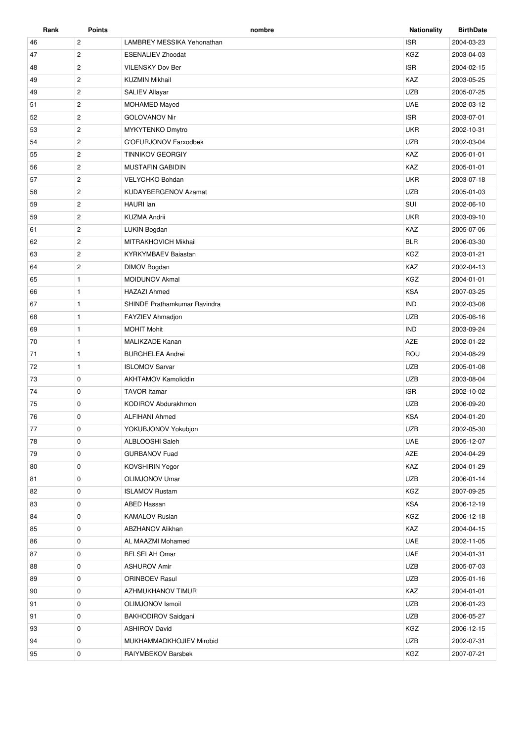| Rank | Points | nombre | Nationality | BirthDate |
|---|---|---|---|---|
| 46 | 2 | LAMBREY MESSIKA Yehonathan | ISR | 2004-03-23 |
| 47 | 2 | ESENALIEV Zhoodat | KGZ | 2003-04-03 |
| 48 | 2 | VILENSKY Dov Ber | ISR | 2004-02-15 |
| 49 | 2 | KUZMIN Mikhail | KAZ | 2003-05-25 |
| 49 | 2 | SALIEV Allayar | UZB | 2005-07-25 |
| 51 | 2 | MOHAMED Mayed | UAE | 2002-03-12 |
| 52 | 2 | GOLOVANOV Nir | ISR | 2003-07-01 |
| 53 | 2 | MYKYTENKO Dmytro | UKR | 2002-10-31 |
| 54 | 2 | G'OFURJONOV Farxodbek | UZB | 2002-03-04 |
| 55 | 2 | TINNIKOV GEORGIY | KAZ | 2005-01-01 |
| 56 | 2 | MUSTAFIN GABIDIN | KAZ | 2005-01-01 |
| 57 | 2 | VELYCHKO Bohdan | UKR | 2003-07-18 |
| 58 | 2 | KUDAYBERGENOV Azamat | UZB | 2005-01-03 |
| 59 | 2 | HAURI Ian | SUI | 2002-06-10 |
| 59 | 2 | KUZMA Andrii | UKR | 2003-09-10 |
| 61 | 2 | LUKIN Bogdan | KAZ | 2005-07-06 |
| 62 | 2 | MITRAKHOVICH Mikhail | BLR | 2006-03-30 |
| 63 | 2 | KYRKYMBAEV Baiastan | KGZ | 2003-01-21 |
| 64 | 2 | DIMOV Bogdan | KAZ | 2002-04-13 |
| 65 | 1 | MOIDUNOV Akmal | KGZ | 2004-01-01 |
| 66 | 1 | HAZAZI Ahmed | KSA | 2007-03-25 |
| 67 | 1 | SHINDE Prathamkumar Ravindra | IND | 2002-03-08 |
| 68 | 1 | FAYZIEV Ahmadjon | UZB | 2005-06-16 |
| 69 | 1 | MOHIT Mohit | IND | 2003-09-24 |
| 70 | 1 | MALIKZADE Kanan | AZE | 2002-01-22 |
| 71 | 1 | BURGHELEA Andrei | ROU | 2004-08-29 |
| 72 | 1 | ISLOMOV Sarvar | UZB | 2005-01-08 |
| 73 | 0 | AKHTAMOV Kamoliddin | UZB | 2003-08-04 |
| 74 | 0 | TAVOR Itamar | ISR | 2002-10-02 |
| 75 | 0 | KODIROV Abdurakhmon | UZB | 2006-09-20 |
| 76 | 0 | ALFIHANI Ahmed | KSA | 2004-01-20 |
| 77 | 0 | YOKUBJONOV Yokubjon | UZB | 2002-05-30 |
| 78 | 0 | ALBLOOSHI Saleh | UAE | 2005-12-07 |
| 79 | 0 | GURBANOV Fuad | AZE | 2004-04-29 |
| 80 | 0 | KOVSHIRIN Yegor | KAZ | 2004-01-29 |
| 81 | 0 | OLIMJONOV Umar | UZB | 2006-01-14 |
| 82 | 0 | ISLAMOV Rustam | KGZ | 2007-09-25 |
| 83 | 0 | ABED Hassan | KSA | 2006-12-19 |
| 84 | 0 | KAMALOV Ruslan | KGZ | 2006-12-18 |
| 85 | 0 | ABZHANOV Alikhan | KAZ | 2004-04-15 |
| 86 | 0 | AL MAAZMI Mohamed | UAE | 2002-11-05 |
| 87 | 0 | BELSELAH Omar | UAE | 2004-01-31 |
| 88 | 0 | ASHUROV Amir | UZB | 2005-07-03 |
| 89 | 0 | ORINBOEV Rasul | UZB | 2005-01-16 |
| 90 | 0 | AZHMUKHANOV TIMUR | KAZ | 2004-01-01 |
| 91 | 0 | OLIMJONOV Ismoil | UZB | 2006-01-23 |
| 91 | 0 | BAKHODIROV Saidgani | UZB | 2006-05-27 |
| 93 | 0 | ASHIROV David | KGZ | 2006-12-15 |
| 94 | 0 | MUKHAMMADKHOJIEV Mirobid | UZB | 2002-07-31 |
| 95 | 0 | RAIYMBEKOV Barsbek | KGZ | 2007-07-21 |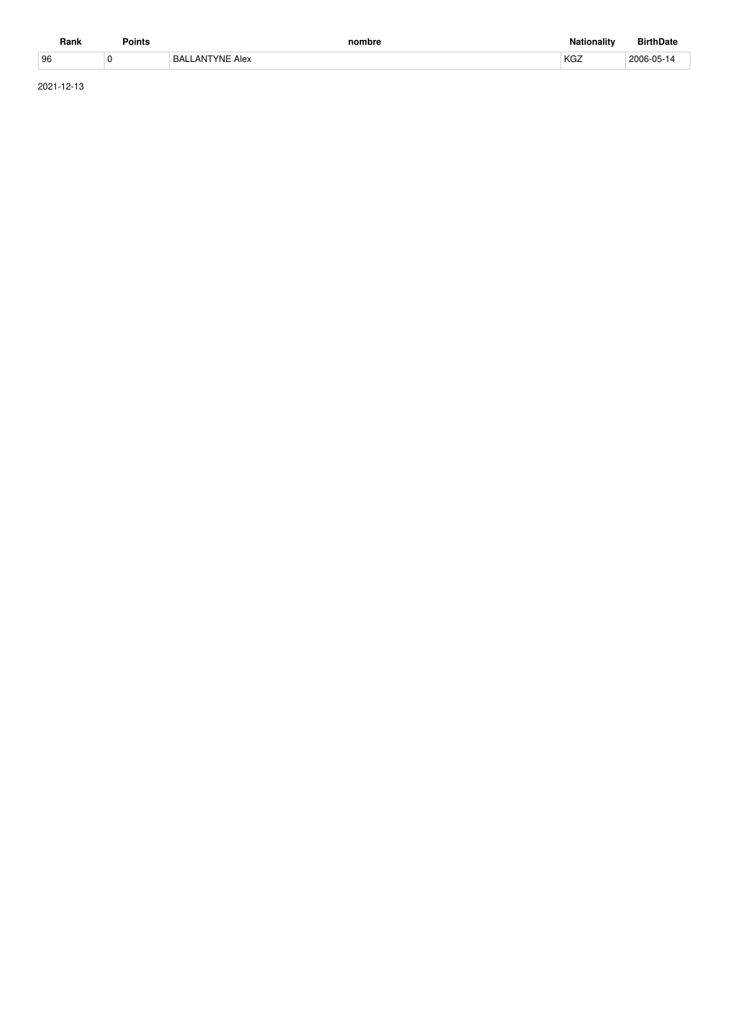| Rank | Points | nombre | Nationality | BirthDate |
|---|---|---|---|---|
| 96 | 0 | BALLANTYNE Alex | KGZ | 2006-05-14 |

2021-12-13